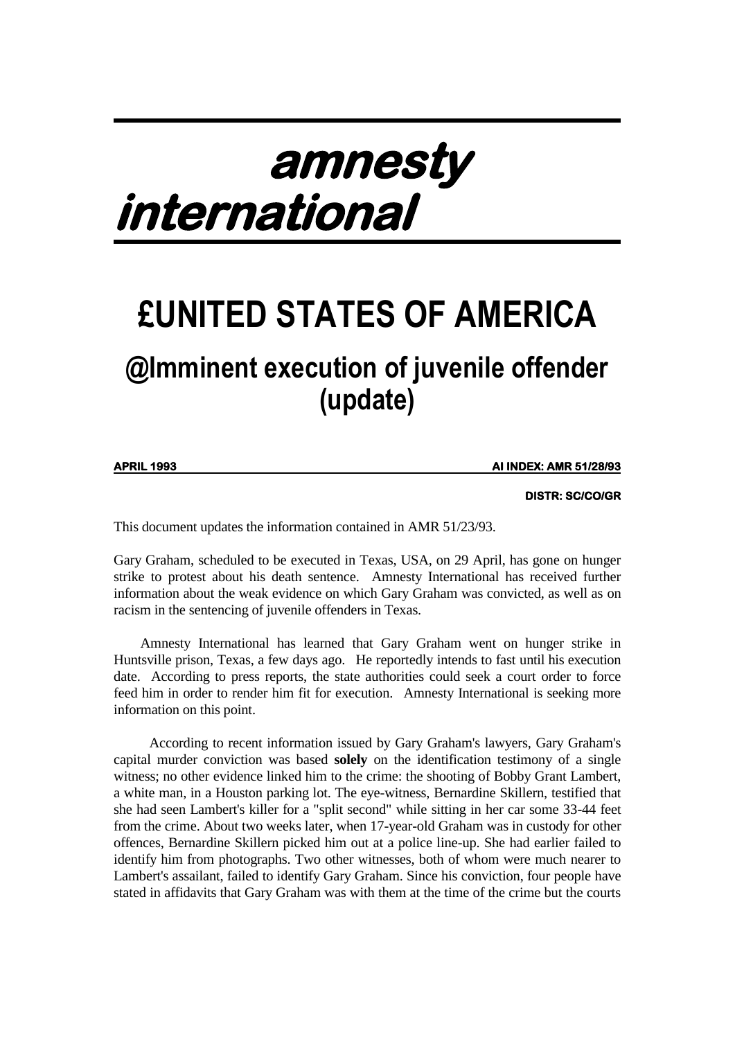# amnesty international

# £UNITED STATES OF AMERICA

## @Imminent execution of juvenile offender (update)

**APRIL 1993** **AI INDEX: AMR 51/28/93**

**DISTR: SC/CO/GR**

This document updates the information contained in AMR 51/23/93.

Gary Graham, scheduled to be executed in Texas, USA, on 29 April, has gone on hunger strike to protest about his death sentence. Amnesty International has received further information about the weak evidence on which Gary Graham was convicted, as well as on racism in the sentencing of juvenile offenders in Texas.

Amnesty International has learned that Gary Graham went on hunger strike in Huntsville prison, Texas, a few days ago. He reportedly intends to fast until his execution date. According to press reports, the state authorities could seek a court order to force feed him in order to render him fit for execution. Amnesty International is seeking more information on this point.

According to recent information issued by Gary Graham's lawyers, Gary Graham's capital murder conviction was based **solely** on the identification testimony of a single witness; no other evidence linked him to the crime: the shooting of Bobby Grant Lambert, a white man, in a Houston parking lot. The eye-witness, Bernardine Skillern, testified that she had seen Lambert's killer for a "split second" while sitting in her car some 33-44 feet from the crime. About two weeks later, when 17-year-old Graham was in custody for other offences, Bernardine Skillern picked him out at a police line-up. She had earlier failed to identify him from photographs. Two other witnesses, both of whom were much nearer to Lambert's assailant, failed to identify Gary Graham. Since his conviction, four people have stated in affidavits that Gary Graham was with them at the time of the crime but the courts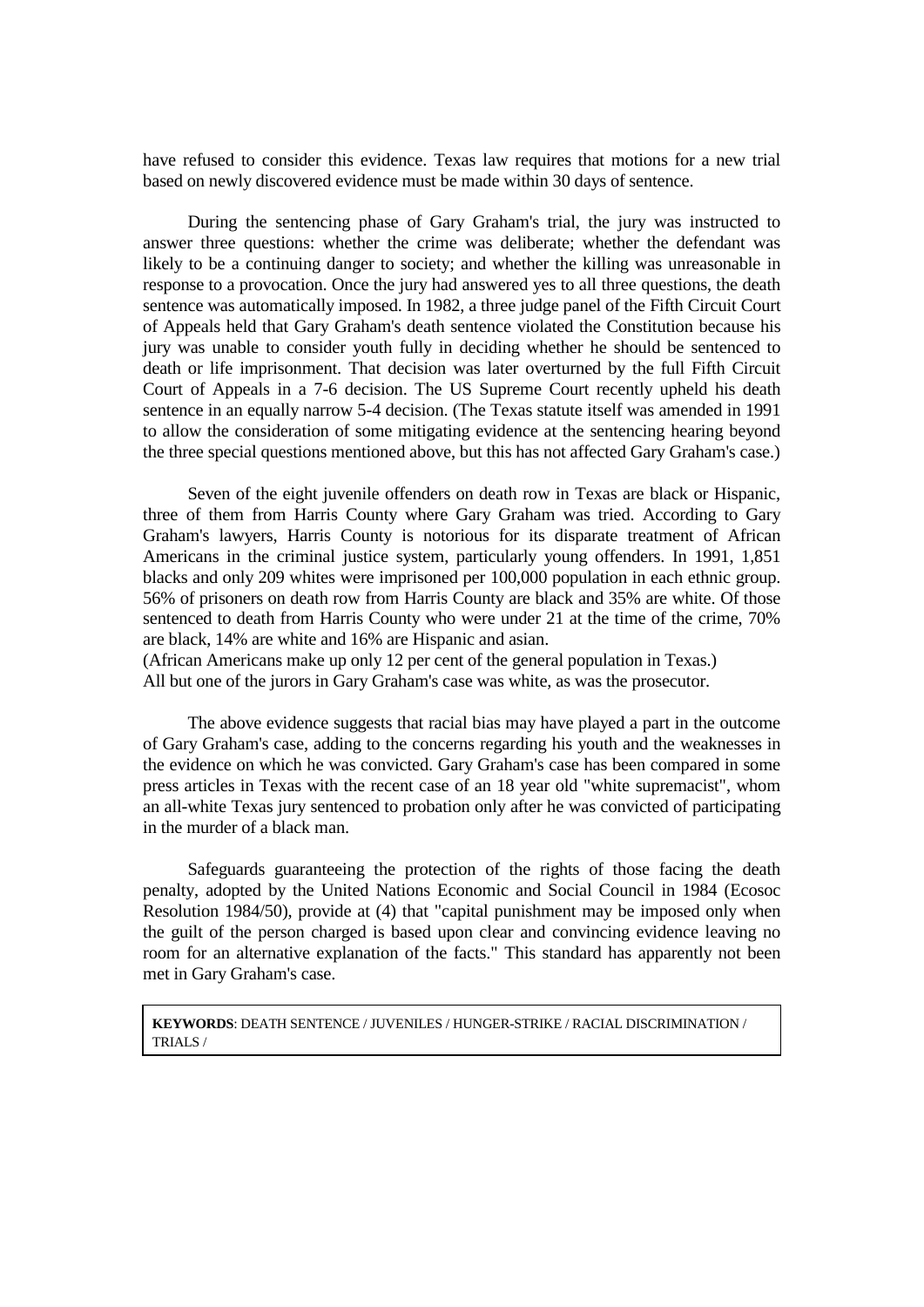have refused to consider this evidence. Texas law requires that motions for a new trial based on newly discovered evidence must be made within 30 days of sentence.

During the sentencing phase of Gary Graham's trial, the jury was instructed to answer three questions: whether the crime was deliberate; whether the defendant was likely to be a continuing danger to society; and whether the killing was unreasonable in response to a provocation. Once the jury had answered yes to all three questions, the death sentence was automatically imposed. In 1982, a three judge panel of the Fifth Circuit Court of Appeals held that Gary Graham's death sentence violated the Constitution because his jury was unable to consider youth fully in deciding whether he should be sentenced to death or life imprisonment. That decision was later overturned by the full Fifth Circuit Court of Appeals in a 7-6 decision. The US Supreme Court recently upheld his death sentence in an equally narrow 5-4 decision. (The Texas statute itself was amended in 1991 to allow the consideration of some mitigating evidence at the sentencing hearing beyond the three special questions mentioned above, but this has not affected Gary Graham's case.)

Seven of the eight juvenile offenders on death row in Texas are black or Hispanic, three of them from Harris County where Gary Graham was tried. According to Gary Graham's lawyers, Harris County is notorious for its disparate treatment of African Americans in the criminal justice system, particularly young offenders. In 1991, 1,851 blacks and only 209 whites were imprisoned per 100,000 population in each ethnic group. 56% of prisoners on death row from Harris County are black and 35% are white. Of those sentenced to death from Harris County who were under 21 at the time of the crime, 70% are black, 14% are white and 16% are Hispanic and asian.
(African Americans make up only 12 per cent of the general population in Texas.)
All but one of the jurors in Gary Graham's case was white, as was the prosecutor.

The above evidence suggests that racial bias may have played a part in the outcome of Gary Graham's case, adding to the concerns regarding his youth and the weaknesses in the evidence on which he was convicted. Gary Graham's case has been compared in some press articles in Texas with the recent case of an 18 year old "white supremacist", whom an all-white Texas jury sentenced to probation only after he was convicted of participating in the murder of a black man.

Safeguards guaranteeing the protection of the rights of those facing the death penalty, adopted by the United Nations Economic and Social Council in 1984 (Ecosoc Resolution 1984/50), provide at (4) that "capital punishment may be imposed only when the guilt of the person charged is based upon clear and convincing evidence leaving no room for an alternative explanation of the facts." This standard has apparently not been met in Gary Graham's case.

**KEYWORDS**: DEATH SENTENCE / JUVENILES / HUNGER-STRIKE / RACIAL DISCRIMINATION / TRIALS /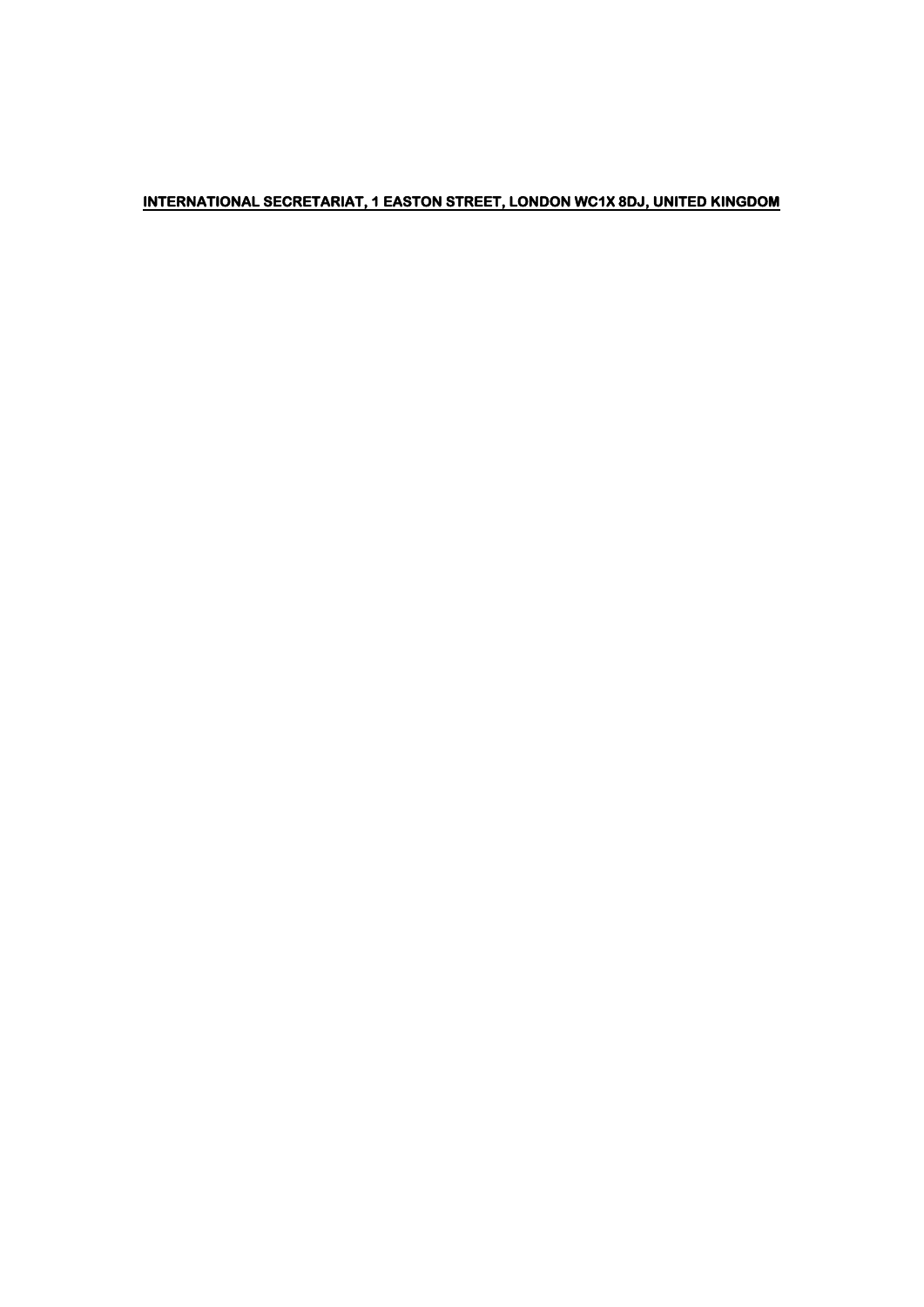**INTERNATIONAL SECRETARIAT, 1 EASTON STREET, LONDON WC1X 8DJ, UNITED KINGDOM**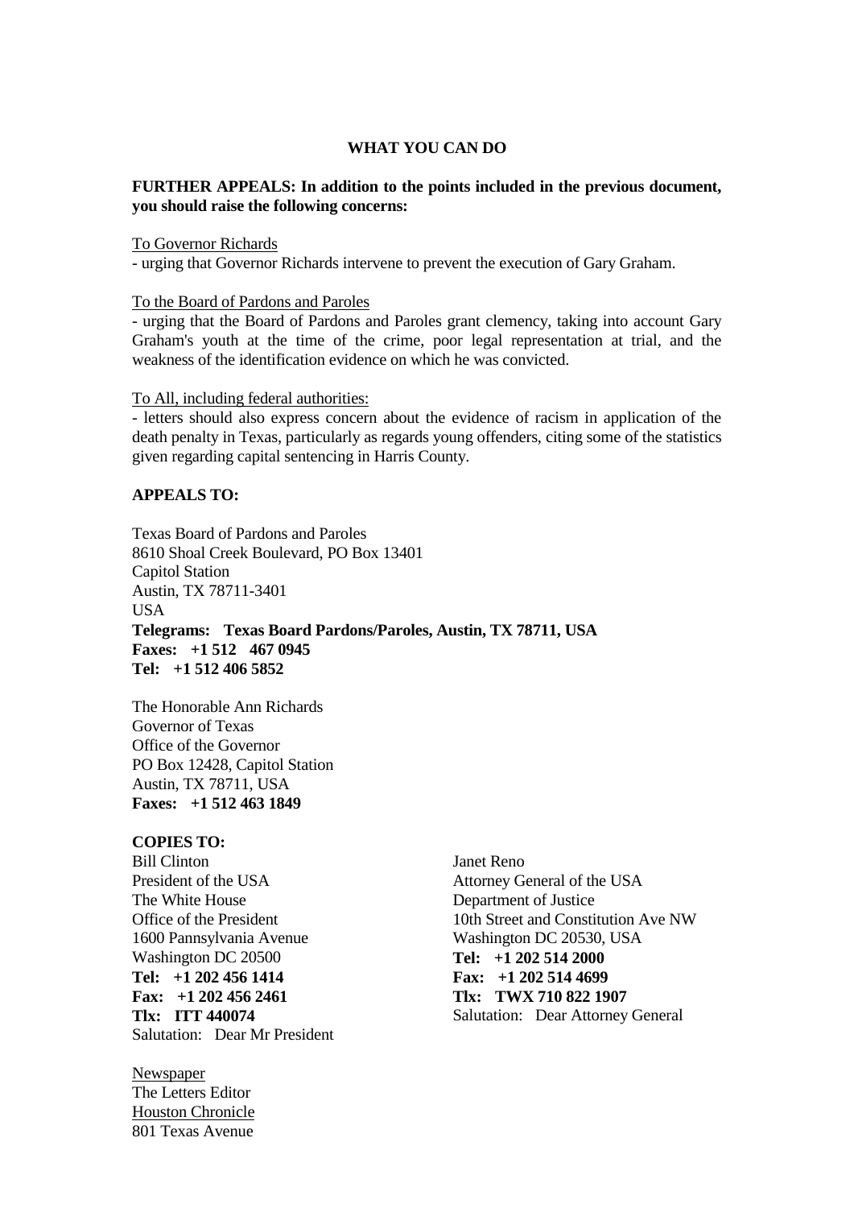## WHAT YOU CAN DO

**FURTHER APPEALS: In addition to the points included in the previous document, you should raise the following concerns:**

<u>To Governor Richards</u>
- urging that Governor Richards intervene to prevent the execution of Gary Graham.

<u>To the Board of Pardons and Paroles</u>
- urging that the Board of Pardons and Paroles grant clemency, taking into account Gary Graham's youth at the time of the crime, poor legal representation at trial, and the weakness of the identification evidence on which he was convicted.

<u>To All, including federal authorities:</u>
- letters should also express concern about the evidence of racism in application of the death penalty in Texas, particularly as regards young offenders, citing some of the statistics given regarding capital sentencing in Harris County.

**APPEALS TO:**

Texas Board of Pardons and Paroles
8610 Shoal Creek Boulevard, PO Box 13401
Capitol Station
Austin, TX 78711-3401
USA
**Telegrams: Texas Board Pardons/Paroles, Austin, TX 78711, USA**
**Faxes: +1 512 467 0945**
**Tel: +1 512 406 5852**

The Honorable Ann Richards
Governor of Texas
Office of the Governor
PO Box 12428, Capitol Station
Austin, TX 78711, USA
**Faxes: +1 512 463 1849**

**COPIES TO:**

Bill Clinton
President of the USA
The White House
Office of the President
1600 Pannsylvania Avenue
Washington DC 20500
**Tel: +1 202 456 1414**
**Fax: +1 202 456 2461**
**Tlx: ITT 440074**
Salutation: Dear Mr President

Janet Reno
Attorney General of the USA
Department of Justice
10th Street and Constitution Ave NW
Washington DC 20530, USA
**Tel: +1 202 514 2000**
**Fax: +1 202 514 4699**
**Tlx: TWX 710 822 1907**
Salutation: Dear Attorney General

<u>Newspaper</u>
The Letters Editor
<u>Houston Chronicle</u>
801 Texas Avenue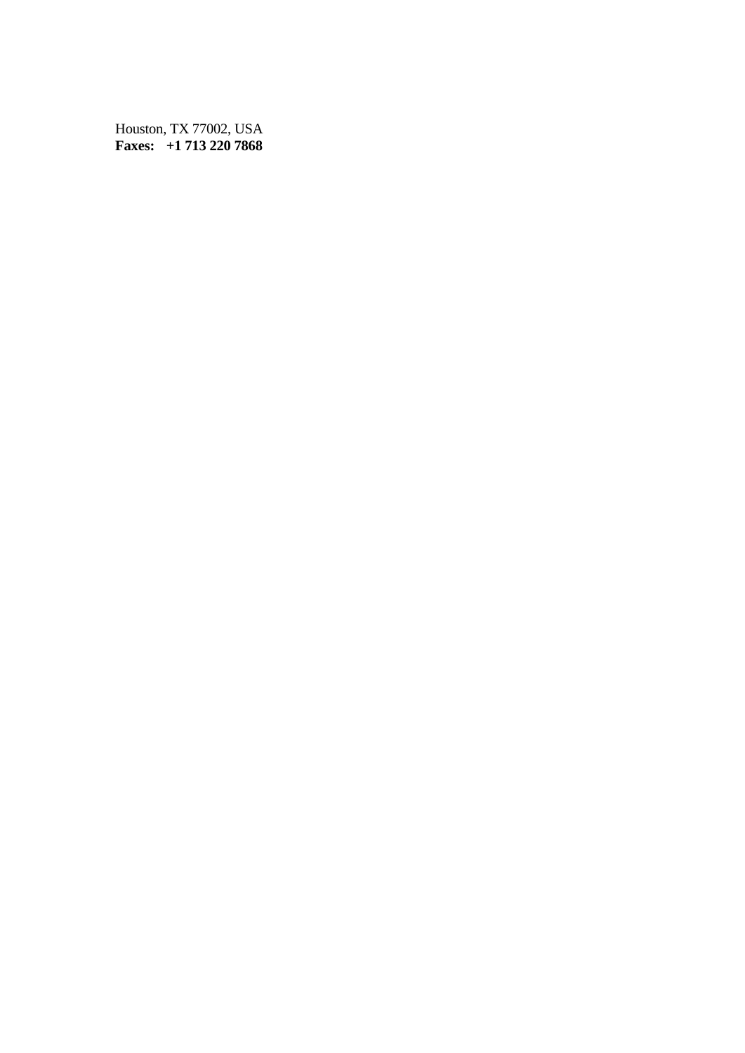Houston, TX 77002, USA
**Faxes: +1 713 220 7868**